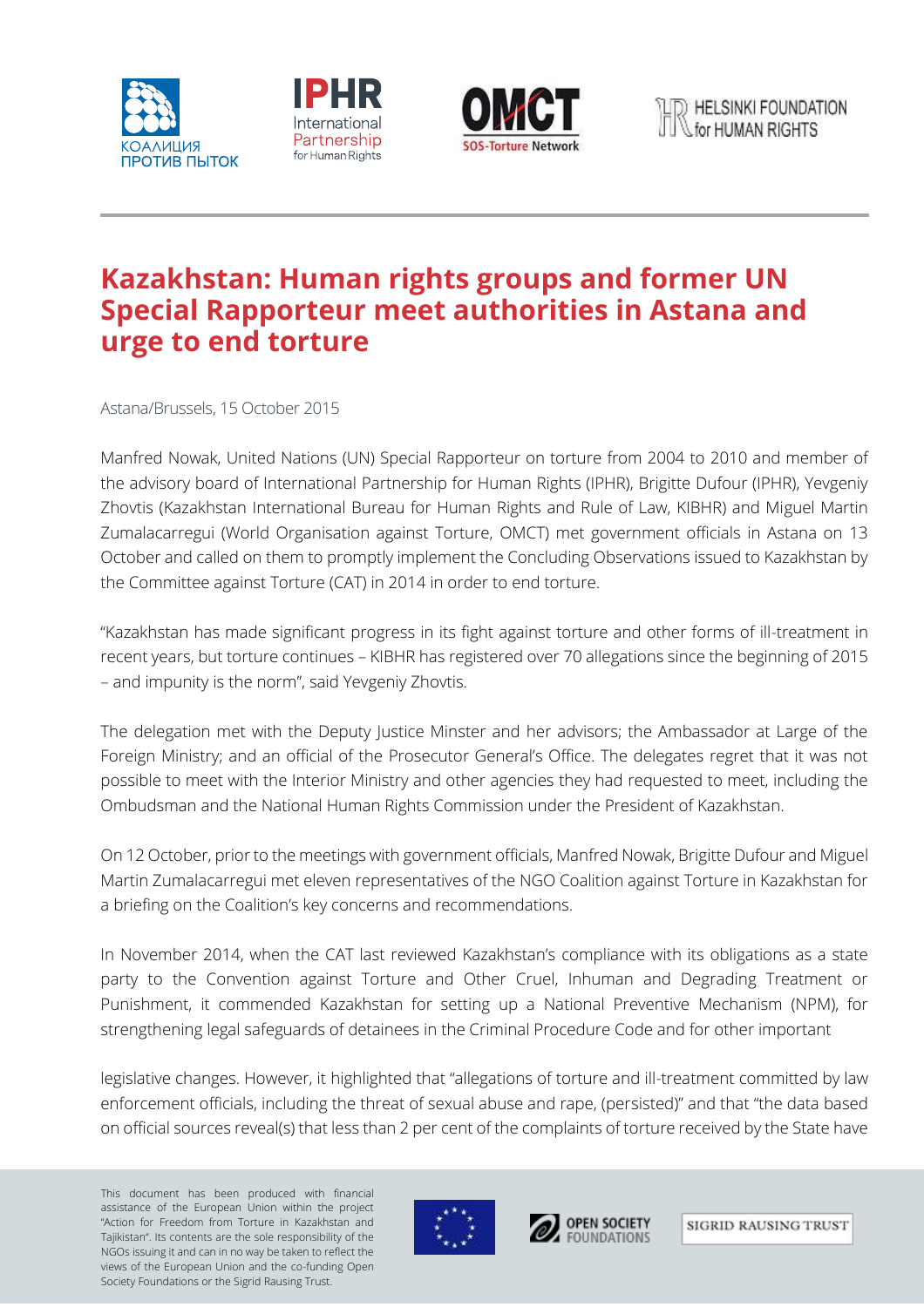# Kazakhstan: Human rights groups and former UN Special Rapporteur meet authorities in Astana and urge to end torture

Astana/Brussels, 15 October 2015

Manfred Nowak, United Nations (UN) Special Rapporteur on torture from 2004 to 2010 and member of the advisory board of International Partnership for Human Rights (IPHR), Brigitte Dufour (IPHR), Yevgeniy Zhovtis (Kazakhstan International Bureau for Human Rights and Rule of Law, KIBHR) and Miguel Martin Zumalacarregui (World Organisation against Torture, OMCT) met government officials in Astana on 13 October and called on them to promptly implement the Concluding Observations issued to Kazakhstan by the Committee against Torture (CAT) in 2014 in order to end torture.

"Kazakhstan has made significant progress in its fight against torture and other forms of ill-treatment in recent years, but torture continues – KIBHR has registered over 70 allegations since the beginning of 2015 – and impunity is the norm", said Yevgeniy Zhovtis.

The delegation met with the Deputy Justice Minster and her advisors; the Ambassador at Large of the Foreign Ministry; and an official of the Prosecutor General's Office. The delegates regret that it was not possible to meet with the Interior Ministry and other agencies they had requested to meet, including the Ombudsman and the National Human Rights Commission under the President of Kazakhstan.

On 12 October, prior to the meetings with government officials, Manfred Nowak, Brigitte Dufour and Miguel Martin Zumalacarregui met eleven representatives of the NGO Coalition against Torture in Kazakhstan for a briefing on the Coalition's key concerns and recommendations.

In November 2014, when the CAT last reviewed Kazakhstan's compliance with its obligations as a state party to the Convention against Torture and Other Cruel, Inhuman and Degrading Treatment or Punishment, it commended Kazakhstan for setting up a National Preventive Mechanism (NPM), for strengthening legal safeguards of detainees in the Criminal Procedure Code and for other important legislative changes. However, it highlighted that "allegations of torture and ill-treatment committed by law enforcement officials, including the threat of sexual abuse and rape, (persisted)" and that "the data based on official sources reveal(s) that less than 2 per cent of the complaints of torture received by the State have

This document has been produced with financial assistance of the European Union within the project "Action for Freedom from Torture in Kazakhstan and Tajikistan". Its contents are the sole responsibility of the NGOs issuing it and can in no way be taken to reflect the views of the European Union and the co-funding Open Society Foundations or the Sigrid Rausing Trust.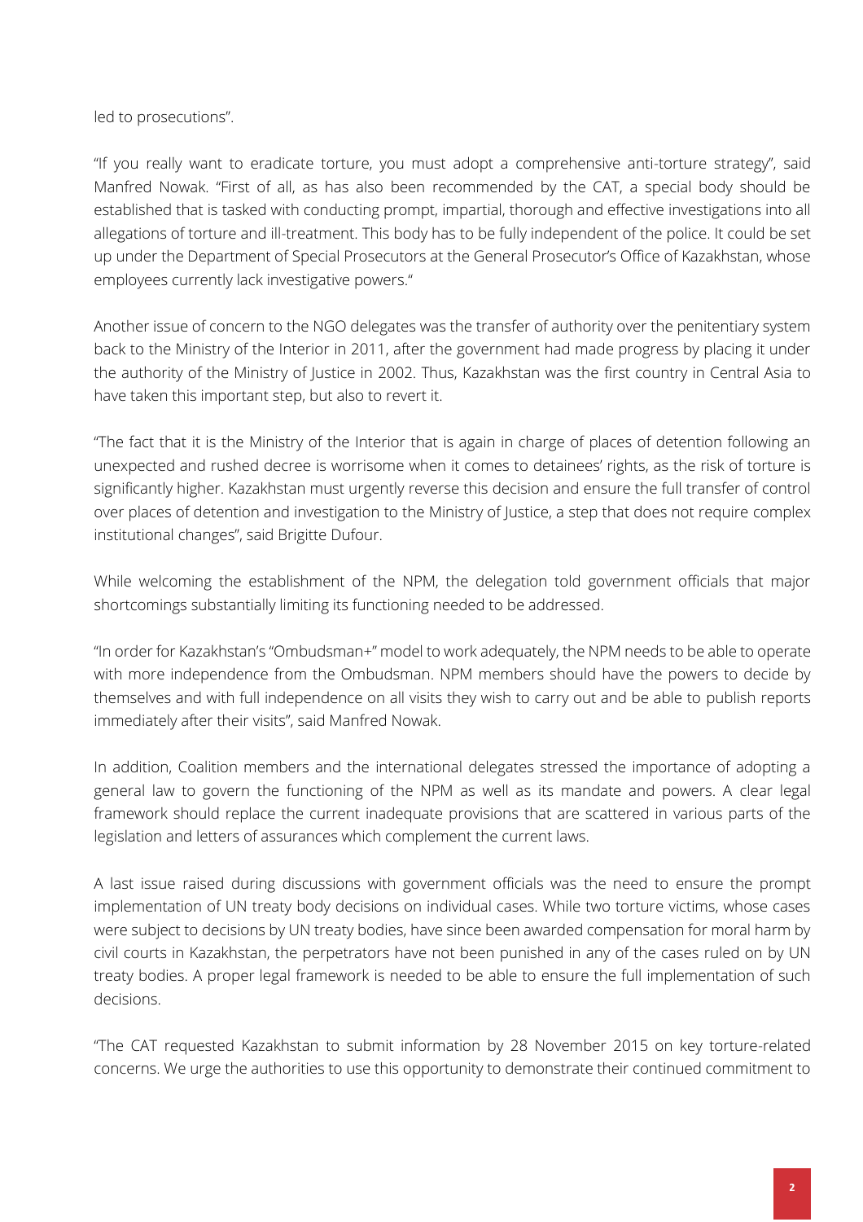led to prosecutions".

"If you really want to eradicate torture, you must adopt a comprehensive anti-torture strategy", said Manfred Nowak. "First of all, as has also been recommended by the CAT, a special body should be established that is tasked with conducting prompt, impartial, thorough and effective investigations into all allegations of torture and ill-treatment. This body has to be fully independent of the police. It could be set up under the Department of Special Prosecutors at the General Prosecutor's Office of Kazakhstan, whose employees currently lack investigative powers."

Another issue of concern to the NGO delegates was the transfer of authority over the penitentiary system back to the Ministry of the Interior in 2011, after the government had made progress by placing it under the authority of the Ministry of Justice in 2002. Thus, Kazakhstan was the first country in Central Asia to have taken this important step, but also to revert it.

"The fact that it is the Ministry of the Interior that is again in charge of places of detention following an unexpected and rushed decree is worrisome when it comes to detainees' rights, as the risk of torture is significantly higher. Kazakhstan must urgently reverse this decision and ensure the full transfer of control over places of detention and investigation to the Ministry of Justice, a step that does not require complex institutional changes", said Brigitte Dufour.

While welcoming the establishment of the NPM, the delegation told government officials that major shortcomings substantially limiting its functioning needed to be addressed.

"In order for Kazakhstan's "Ombudsman+" model to work adequately, the NPM needs to be able to operate with more independence from the Ombudsman. NPM members should have the powers to decide by themselves and with full independence on all visits they wish to carry out and be able to publish reports immediately after their visits", said Manfred Nowak.

In addition, Coalition members and the international delegates stressed the importance of adopting a general law to govern the functioning of the NPM as well as its mandate and powers. A clear legal framework should replace the current inadequate provisions that are scattered in various parts of the legislation and letters of assurances which complement the current laws.

A last issue raised during discussions with government officials was the need to ensure the prompt implementation of UN treaty body decisions on individual cases. While two torture victims, whose cases were subject to decisions by UN treaty bodies, have since been awarded compensation for moral harm by civil courts in Kazakhstan, the perpetrators have not been punished in any of the cases ruled on by UN treaty bodies. A proper legal framework is needed to be able to ensure the full implementation of such decisions.

"The CAT requested Kazakhstan to submit information by 28 November 2015 on key torture-related concerns. We urge the authorities to use this opportunity to demonstrate their continued commitment to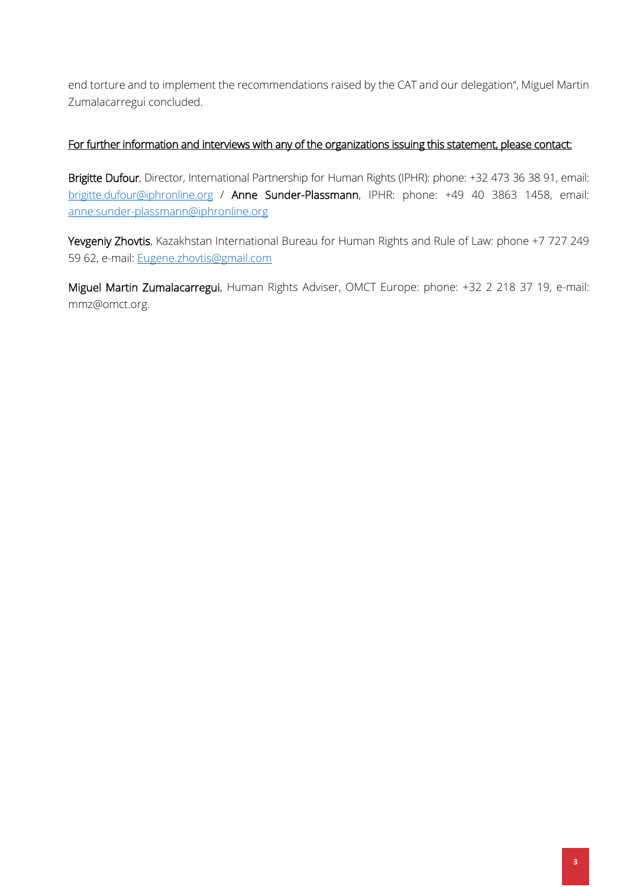end torture and to implement the recommendations raised by the CAT and our delegation", Miguel Martin Zumalacarregui concluded.

<u>For further information and interviews with any of the organizations issuing this statement, please contact:</u>

**Brigitte Dufour**, Director, International Partnership for Human Rights (IPHR): phone: +32 473 36 38 91, email: brigitte.dufour@iphronline.org / **Anne Sunder-Plassmann**, IPHR: phone: +49 40 3863 1458, email: anne.sunder-plassmann@iphronline.org

**Yevgeniy Zhovtis**, Kazakhstan International Bureau for Human Rights and Rule of Law: phone +7 727 249 59 62, e-mail: Eugene.zhovtis@gmail.com

**Miguel Martin Zumalacarregui**, Human Rights Adviser, OMCT Europe: phone: +32 2 218 37 19, e-mail: mmz@omct.org.